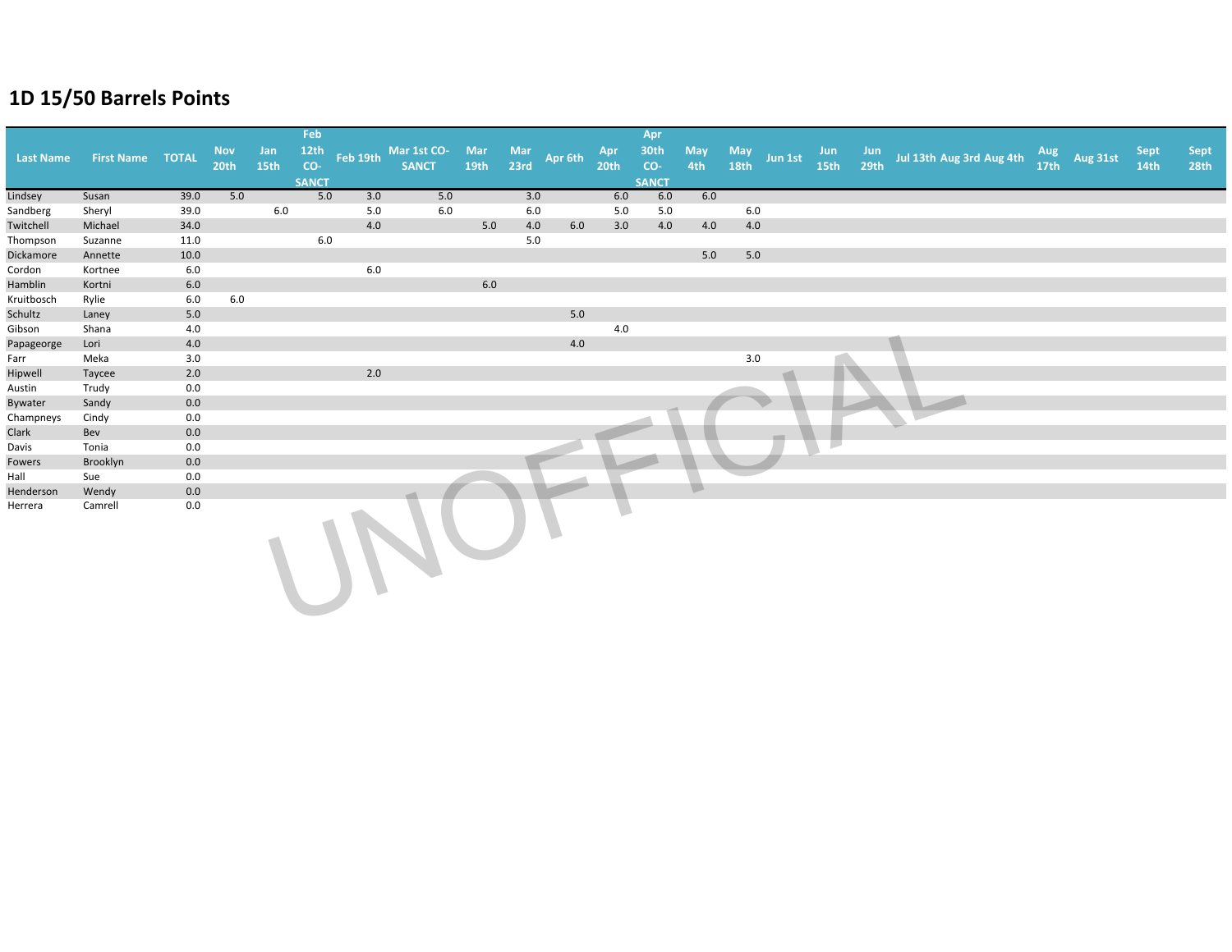# 1D 15/50 Barrels Points

| Last Name | First Name | TOTAL | Nov 20th | Jan 15th | Feb 12th CO-SANCT | Feb 19th | Mar 1st CO-SANCT | Mar 19th | Mar 23rd | Apr 6th | Apr 20th | Apr 30th CO-SANCT | May 4th | May 18th | Jun 1st | Jun 15th | Jun 29th | Jul 13th | Aug 3rd | Aug 4th | Aug 17th | Aug 31st | Sept 14th | Sept 28th |
|---|---|---|---|---|---|---|---|---|---|---|---|---|---|---|---|---|---|---|---|---|---|---|---|---|
| Lindsey | Susan | 39.0 | 5.0 | | 5.0 | 3.0 | 5.0 | | 3.0 | | 6.0 | 6.0 | 6.0 | | | | | | | | | | | |
| Sandberg | Sheryl | 39.0 | | 6.0 | | 5.0 | 6.0 | | 6.0 | | 5.0 | 5.0 | | 6.0 | | | | | | | | | | |
| Twitchell | Michael | 34.0 | | | | 4.0 | | 5.0 | 4.0 | 6.0 | 3.0 | 4.0 | 4.0 | 4.0 | | | | | | | | | | |
| Thompson | Suzanne | 11.0 | | | 6.0 | | | | 5.0 | | | | | | | | | | | | | | | |
| Dickamore | Annette | 10.0 | | | | | | | | | | | 5.0 | 5.0 | | | | | | | | | | |
| Cordon | Kortnee | 6.0 | | | | 6.0 | | | | | | | | | | | | | | | | | | |
| Hamblin | Kortni | 6.0 | | | | | | 6.0 | | | | | | | | | | | | | | | | |
| Kruitbosch | Rylie | 6.0 | 6.0 | | | | | | | | | | | | | | | | | | | | | |
| Schultz | Laney | 5.0 | | | | | | | | 5.0 | | | | | | | | | | | | | | |
| Gibson | Shana | 4.0 | | | | | | | | | 4.0 | | | | | | | | | | | | | |
| Papageorge | Lori | 4.0 | | | | | | | | 4.0 | | | | | | | | | | | | | | |
| Farr | Meka | 3.0 | | | | | | | | | | | | 3.0 | | | | | | | | | | |
| Hipwell | Taycee | 2.0 | | | | 2.0 | | | | | | | | | | | | | | | | | | |
| Austin | Trudy | 0.0 | | | | | | | | | | | | | | | | | | | | | | |
| Bywater | Sandy | 0.0 | | | | | | | | | | | | | | | | | | | | | | |
| Champneys | Cindy | 0.0 | | | | | | | | | | | | | | | | | | | | | | |
| Clark | Bev | 0.0 | | | | | | | | | | | | | | | | | | | | | | |
| Davis | Tonia | 0.0 | | | | | | | | | | | | | | | | | | | | | | |
| Fowers | Brooklyn | 0.0 | | | | | | | | | | | | | | | | | | | | | | |
| Hall | Sue | 0.0 | | | | | | | | | | | | | | | | | | | | | | |
| Henderson | Wendy | 0.0 | | | | | | | | | | | | | | | | | | | | | | |
| Herrera | Camrell | 0.0 | | | | | | | | | | | | | | | | | | | | | | |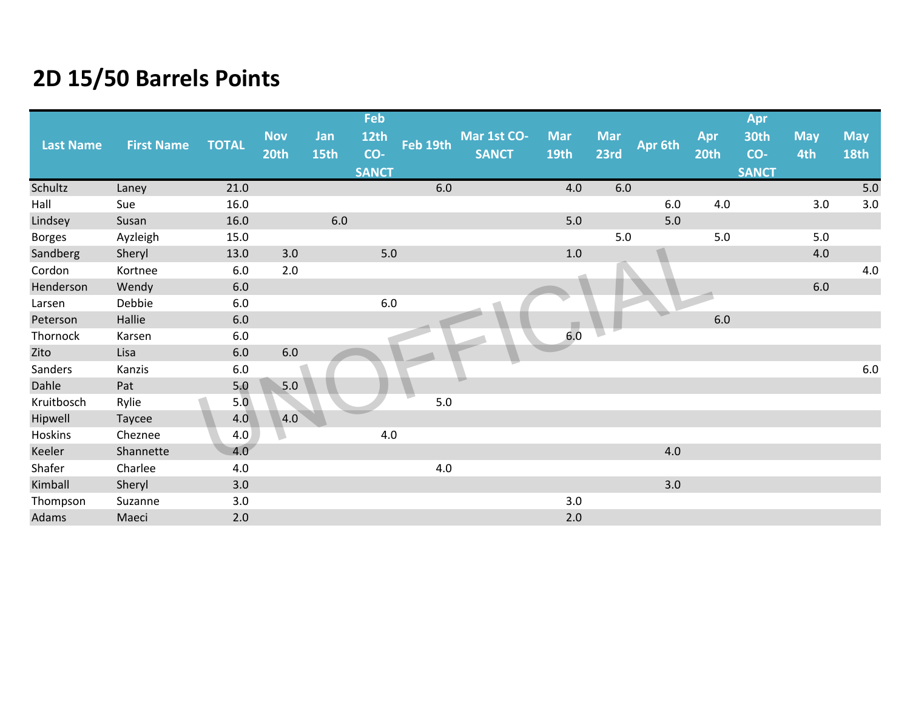# 2D 15/50 Barrels Points

| Last Name | First Name | TOTAL | Nov 20th | Jan 15th | Feb 12th CO-SANCT | Feb 19th | Mar 1st CO-SANCT | Mar 19th | Mar 23rd | Apr 6th | Apr 20th | Apr 30th CO-SANCT | May 4th | May 18th |
|---|---|---|---|---|---|---|---|---|---|---|---|---|---|---|
| Schultz | Laney | 21.0 | | | | 6.0 | | 4.0 | 6.0 | | | | | 5.0 |
| Hall | Sue | 16.0 | | | | | | | | 6.0 | 4.0 | | 3.0 | 3.0 |
| Lindsey | Susan | 16.0 | | 6.0 | | | | 5.0 | | 5.0 | | | | |
| Borges | Ayzleigh | 15.0 | | | | | | | 5.0 | | 5.0 | | 5.0 | |
| Sandberg | Sheryl | 13.0 | 3.0 | | 5.0 | | | 1.0 | | | | | 4.0 | |
| Cordon | Kortnee | 6.0 | 2.0 | | | | | | | | | | | 4.0 |
| Henderson | Wendy | 6.0 | | | | | | | | | | | 6.0 | |
| Larsen | Debbie | 6.0 | | | 6.0 | | | | | | | | | |
| Peterson | Hallie | 6.0 | | | | | | | | | 6.0 | | | |
| Thornock | Karsen | 6.0 | | | | | | 6.0 | | | | | | |
| Zito | Lisa | 6.0 | 6.0 | | | | | | | | | | | |
| Sanders | Kanzis | 6.0 | | | | | | | | | | | | 6.0 |
| Dahle | Pat | 5.0 | 5.0 | | | | | | | | | | | |
| Kruitbosch | Rylie | 5.0 | | | | 5.0 | | | | | | | | |
| Hipwell | Taycee | 4.0 | 4.0 | | | | | | | | | | | |
| Hoskins | Cheznee | 4.0 | | | 4.0 | | | | | | | | | |
| Keeler | Shannette | 4.0 | | | | | | | | 4.0 | | | | |
| Shafer | Charlee | 4.0 | | | | 4.0 | | | | | | | | |
| Kimball | Sheryl | 3.0 | | | | | | | | 3.0 | | | | |
| Thompson | Suzanne | 3.0 | | | | | | 3.0 | | | | | | |
| Adams | Maeci | 2.0 | | | | | | 2.0 | | | | | | |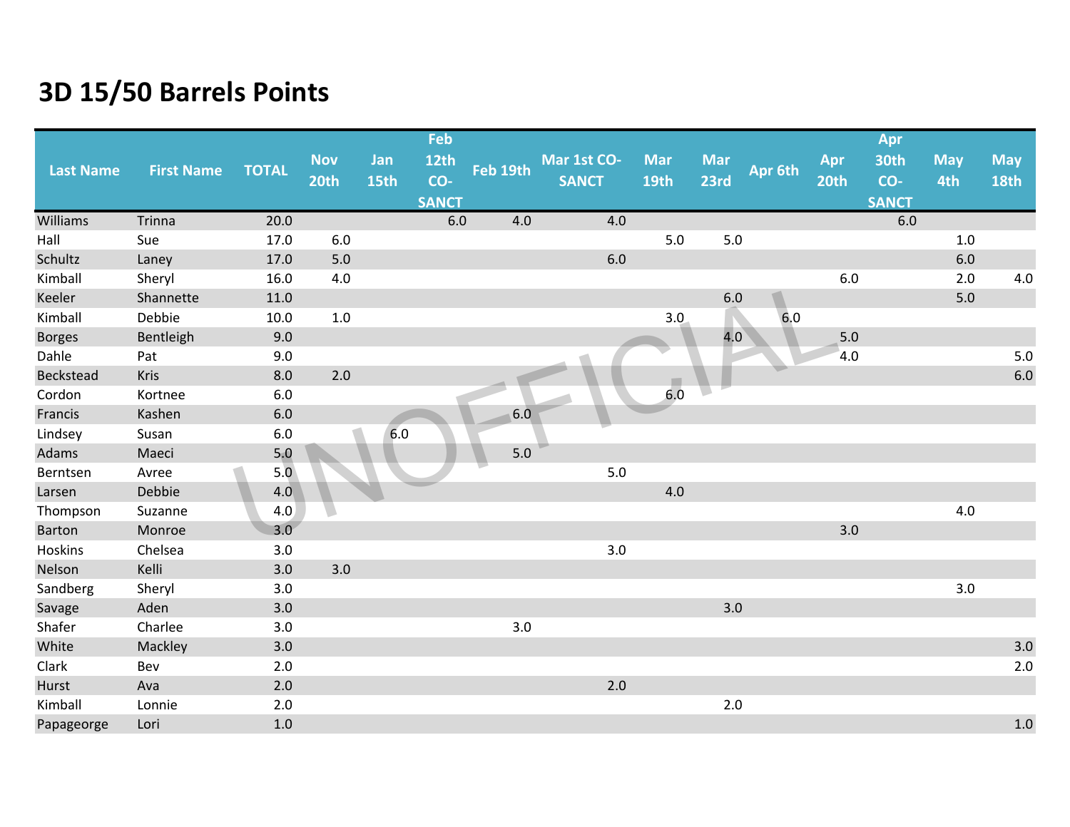# 3D 15/50 Barrels Points

| Last Name | First Name | TOTAL | Nov 20th | Jan 15th | Feb 12th CO-SANCT | Feb 19th | Mar 1st CO-SANCT | Mar 19th | Mar 23rd | Apr 6th | Apr 20th | Apr 30th CO-SANCT | May 4th | May 18th |
|---|---|---|---|---|---|---|---|---|---|---|---|---|---|---|
| Williams | Trinna | 20.0 | | | 6.0 | 4.0 | 4.0 | | | | | 6.0 | | |
| Hall | Sue | 17.0 | 6.0 | | | | | 5.0 | 5.0 | | | | 1.0 | |
| Schultz | Laney | 17.0 | 5.0 | | | | 6.0 | | | | | | 6.0 | |
| Kimball | Sheryl | 16.0 | 4.0 | | | | | | | | 6.0 | | 2.0 | 4.0 |
| Keeler | Shannette | 11.0 | | | | | | | 6.0 | | | | 5.0 | |
| Kimball | Debbie | 10.0 | 1.0 | | | | | 3.0 | | 6.0 | | | | |
| Borges | Bentleigh | 9.0 | | | | | | | 4.0 | | 5.0 | | | |
| Dahle | Pat | 9.0 | | | | | | | | | 4.0 | | | 5.0 |
| Beckstead | Kris | 8.0 | 2.0 | | | | | | | | | | | 6.0 |
| Cordon | Kortnee | 6.0 | | | | | | 6.0 | | | | | | |
| Francis | Kashen | 6.0 | | | | 6.0 | | | | | | | | |
| Lindsey | Susan | 6.0 | | 6.0 | | | | | | | | | | |
| Adams | Maeci | 5.0 | | | | 5.0 | | | | | | | | |
| Berntsen | Avree | 5.0 | | | | | 5.0 | | | | | | | |
| Larsen | Debbie | 4.0 | | | | | | 4.0 | | | | | | |
| Thompson | Suzanne | 4.0 | | | | | | | | | | | 4.0 | |
| Barton | Monroe | 3.0 | | | | | | | | | 3.0 | | | |
| Hoskins | Chelsea | 3.0 | | | | | 3.0 | | | | | | | |
| Nelson | Kelli | 3.0 | 3.0 | | | | | | | | | | | |
| Sandberg | Sheryl | 3.0 | | | | | | | | | | | 3.0 | |
| Savage | Aden | 3.0 | | | | | | | 3.0 | | | | | |
| Shafer | Charlee | 3.0 | | | | 3.0 | | | | | | | | |
| White | Mackley | 3.0 | | | | | | | | | | | | 3.0 |
| Clark | Bev | 2.0 | | | | | | | | | | | | 2.0 |
| Hurst | Ava | 2.0 | | | | | 2.0 | | | | | | | |
| Kimball | Lonnie | 2.0 | | | | | | | 2.0 | | | | | |
| Papageorge | Lori | 1.0 | | | | | | | | | | | | 1.0 |

UNOFFICIAL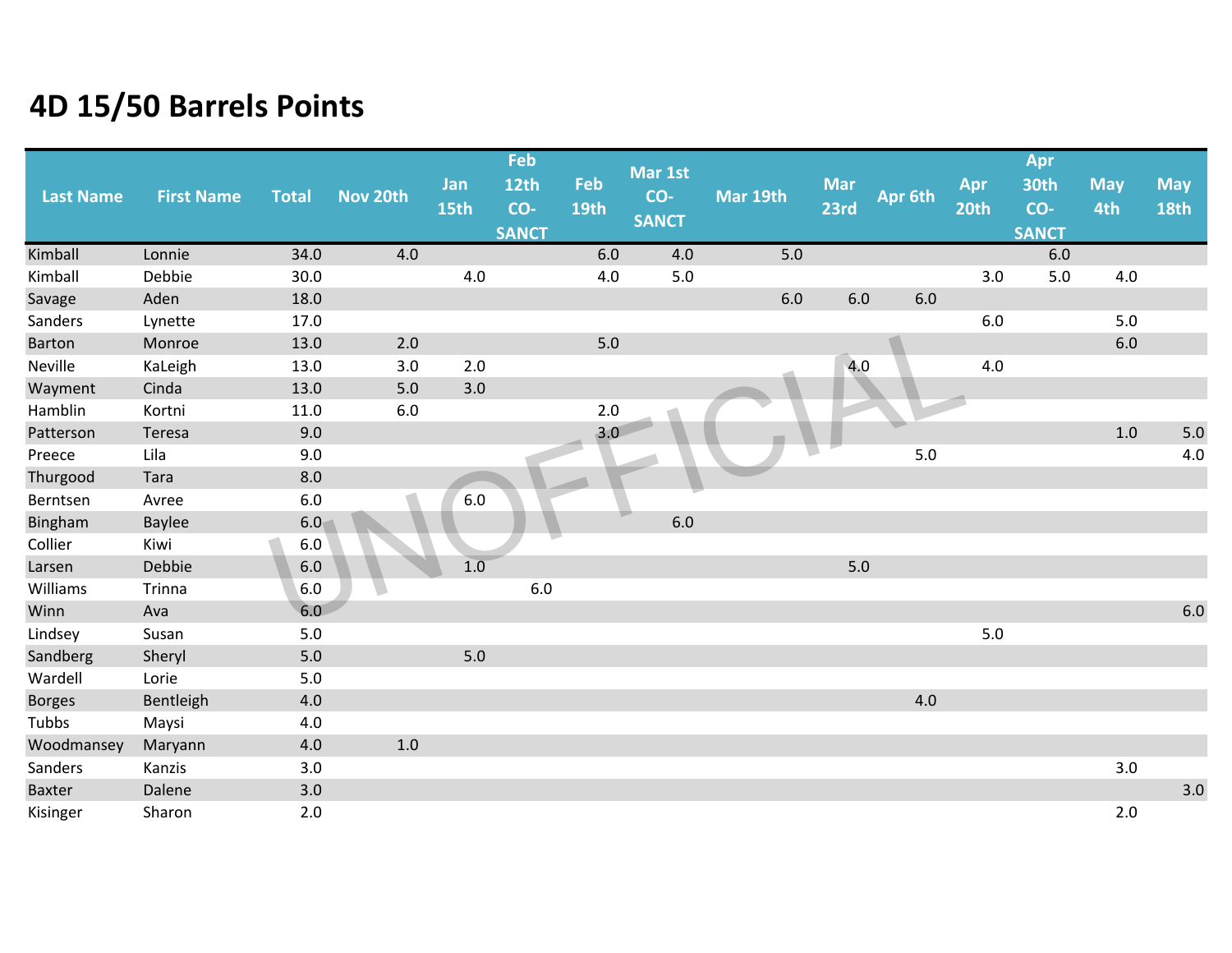# 4D 15/50 Barrels Points

| Last Name | First Name | Total | Nov 20th | Jan 15th | Feb 12th CO-SANCT | Feb 19th | Mar 1st CO-SANCT | Mar 19th | Mar 23rd | Apr 6th | Apr 20th | Apr 30th CO-SANCT | May 4th | May 18th |
|---|---|---|---|---|---|---|---|---|---|---|---|---|---|---|
| Kimball | Lonnie | 34.0 | 4.0 | | | 6.0 | 4.0 | 5.0 | | | | 6.0 | | |
| Kimball | Debbie | 30.0 | | 4.0 | | 4.0 | 5.0 | | | | 3.0 | 5.0 | 4.0 | |
| Savage | Aden | 18.0 | | | | | | 6.0 | 6.0 | 6.0 | | | | |
| Sanders | Lynette | 17.0 | | | | | | | | | 6.0 | | 5.0 | |
| Barton | Monroe | 13.0 | 2.0 | | | 5.0 | | | | | | | 6.0 | |
| Neville | KaLeigh | 13.0 | 3.0 | 2.0 | | | | | 4.0 | | 4.0 | | | |
| Wayment | Cinda | 13.0 | 5.0 | 3.0 | | | | | | | | | | |
| Hamblin | Kortni | 11.0 | 6.0 | | | 2.0 | | | | | | | | |
| Patterson | Teresa | 9.0 | | | | 3.0 | | | | | | | 1.0 | 5.0 |
| Preece | Lila | 9.0 | | | | | | | | 5.0 | | | | 4.0 |
| Thurgood | Tara | 8.0 | | | | | | | | | | | | |
| Berntsen | Avree | 6.0 | | 6.0 | | | | | | | | | | |
| Bingham | Baylee | 6.0 | | | | | 6.0 | | | | | | | |
| Collier | Kiwi | 6.0 | | | | | | | | | | | | |
| Larsen | Debbie | 6.0 | | 1.0 | | | | | 5.0 | | | | | |
| Williams | Trinna | 6.0 | | | 6.0 | | | | | | | | | |
| Winn | Ava | 6.0 | | | | | | | | | | | | 6.0 |
| Lindsey | Susan | 5.0 | | | | | | | | | 5.0 | | | |
| Sandberg | Sheryl | 5.0 | | 5.0 | | | | | | | | | | |
| Wardell | Lorie | 5.0 | | | | | | | | | | | | |
| Borges | Bentleigh | 4.0 | | | | | | | | 4.0 | | | | |
| Tubbs | Maysi | 4.0 | | | | | | | | | | | | |
| Woodmansey | Maryann | 4.0 | 1.0 | | | | | | | | | | | |
| Sanders | Kanzis | 3.0 | | | | | | | | | | | 3.0 | |
| Baxter | Dalene | 3.0 | | | | | | | | | | | | 3.0 |
| Kisinger | Sharon | 2.0 | | | | | | | | | | | 2.0 | |